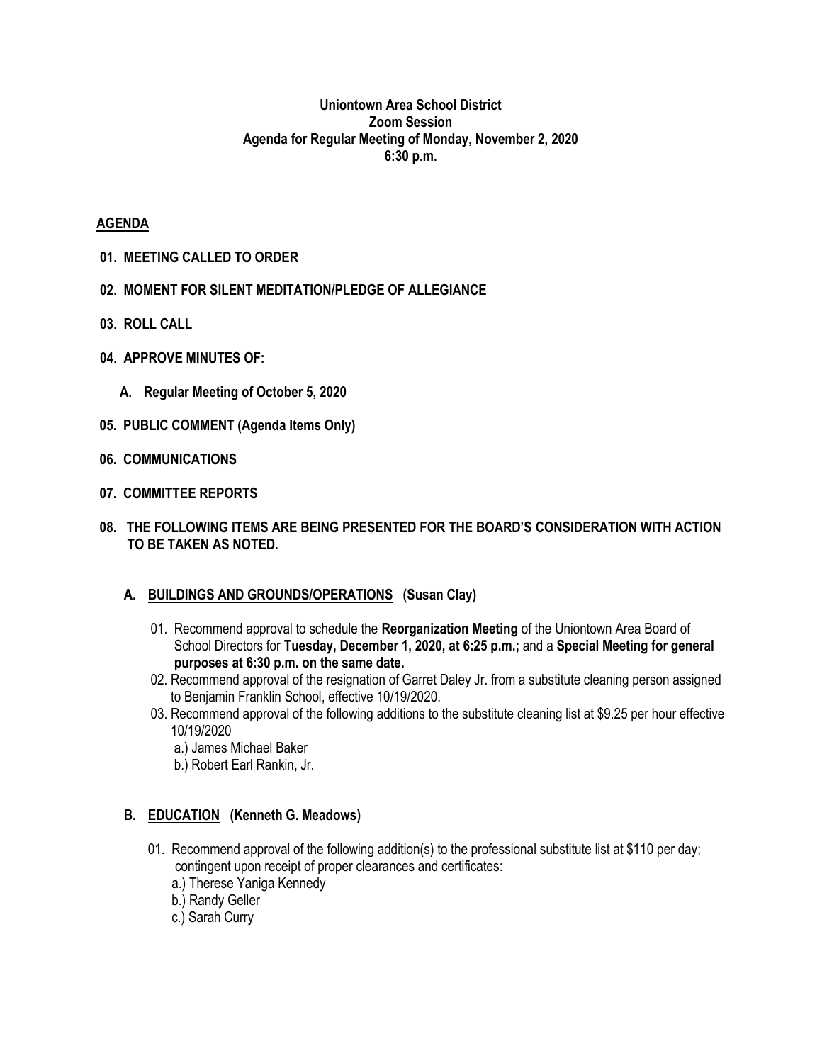**Uniontown Area School District**
**Zoom Session**
**Agenda for Regular Meeting of Monday, November 2, 2020**
**6:30 p.m.**

## AGENDA

**01. MEETING CALLED TO ORDER**

**02. MOMENT FOR SILENT MEDITATION/PLEDGE OF ALLEGIANCE**

**03. ROLL CALL**

**04. APPROVE MINUTES OF:**

**A. Regular Meeting of October 5, 2020**

**05. PUBLIC COMMENT (Agenda Items Only)**

**06. COMMUNICATIONS**

**07. COMMITTEE REPORTS**

**08. THE FOLLOWING ITEMS ARE BEING PRESENTED FOR THE BOARD'S CONSIDERATION WITH ACTION TO BE TAKEN AS NOTED.**

### A. BUILDINGS AND GROUNDS/OPERATIONS (Susan Clay)

01. Recommend approval to schedule the **Reorganization Meeting** of the Uniontown Area Board of School Directors for **Tuesday, December 1, 2020, at 6:25 p.m.;** and a **Special Meeting for general purposes at 6:30 p.m. on the same date.**
02. Recommend approval of the resignation of Garret Daley Jr. from a substitute cleaning person assigned to Benjamin Franklin School, effective 10/19/2020.
03. Recommend approval of the following additions to the substitute cleaning list at $9.25 per hour effective 10/19/2020
    a.) James Michael Baker
    b.) Robert Earl Rankin, Jr.

### B. EDUCATION (Kenneth G. Meadows)

01. Recommend approval of the following addition(s) to the professional substitute list at $110 per day; contingent upon receipt of proper clearances and certificates:
    a.) Therese Yaniga Kennedy
    b.) Randy Geller
    c.) Sarah Curry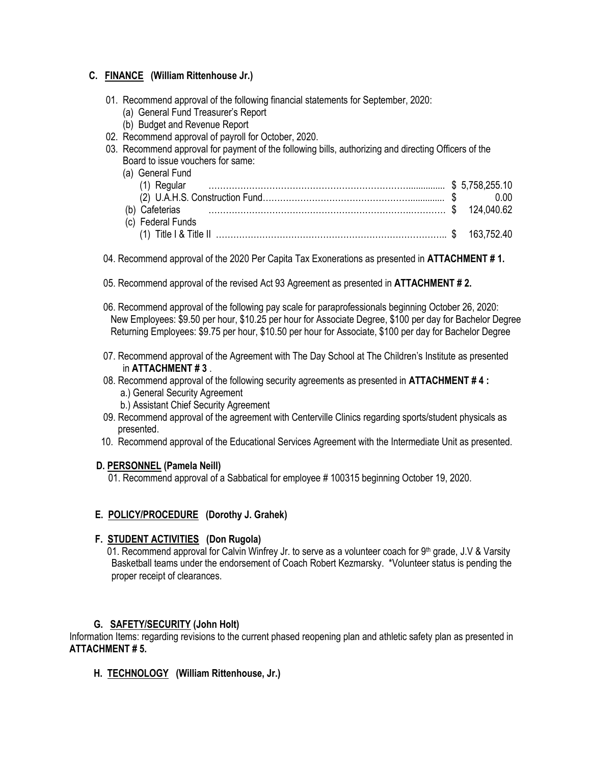## C. FINANCE (William Rittenhouse Jr.)

01. Recommend approval of the following financial statements for September, 2020:
    - (a) General Fund Treasurer's Report
    - (b) Budget and Revenue Report
02. Recommend approval of payroll for October, 2020.
03. Recommend approval for payment of the following bills, authorizing and directing Officers of the Board to issue vouchers for same:
    - (a) General Fund
        - (1) Regular ………………………………………………………………… $ 5,758,255.10
        - (2) U.A.H.S. Construction Fund……………………………………………… $ 0.00
    - (b) Cafeterias ………………………………………………………………… $ 124,040.62
    - (c) Federal Funds
        - (1) Title I & Title II ………………………………………………………… $ 163,752.40

04. Recommend approval of the 2020 Per Capita Tax Exonerations as presented in **ATTACHMENT # 1.**

05. Recommend approval of the revised Act 93 Agreement as presented in **ATTACHMENT # 2.**

06. Recommend approval of the following pay scale for paraprofessionals beginning October 26, 2020:
    New Employees: $9.50 per hour, $10.25 per hour for Associate Degree, $100 per day for Bachelor Degree
    Returning Employees: $9.75 per hour, $10.50 per hour for Associate, $100 per day for Bachelor Degree

07. Recommend approval of the Agreement with The Day School at The Children's Institute as presented in **ATTACHMENT # 3** .
08. Recommend approval of the following security agreements as presented in **ATTACHMENT # 4 :**
    - a.) General Security Agreement
    - b.) Assistant Chief Security Agreement
09. Recommend approval of the agreement with Centerville Clinics regarding sports/student physicals as presented.
10. Recommend approval of the Educational Services Agreement with the Intermediate Unit as presented.

## D. PERSONNEL (Pamela Neill)

01. Recommend approval of a Sabbatical for employee # 100315 beginning October 19, 2020.

## E. POLICY/PROCEDURE (Dorothy J. Grahek)

## F. STUDENT ACTIVITIES (Don Rugola)

01. Recommend approval for Calvin Winfrey Jr. to serve as a volunteer coach for 9th grade, J.V & Varsity Basketball teams under the endorsement of Coach Robert Kezmarsky. *Volunteer status is pending the proper receipt of clearances.

## G. SAFETY/SECURITY (John Holt)

Information Items: regarding revisions to the current phased reopening plan and athletic safety plan as presented in **ATTACHMENT # 5.**

## H. TECHNOLOGY (William Rittenhouse, Jr.)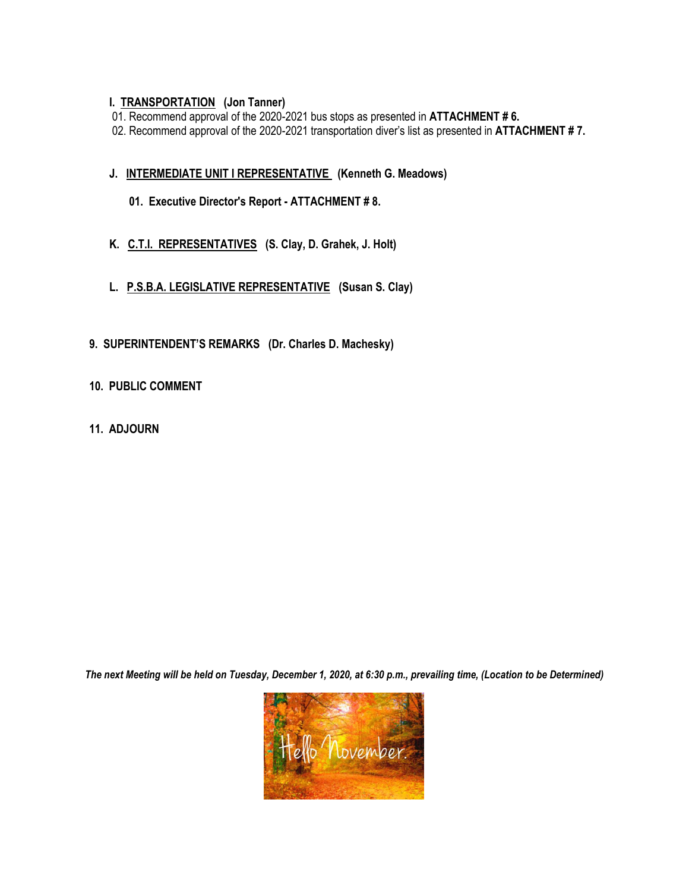**I. <u>TRANSPORTATION</u> (Jon Tanner)**

01. Recommend approval of the 2020-2021 bus stops as presented in **ATTACHMENT # 6.**

02. Recommend approval of the 2020-2021 transportation diver's list as presented in **ATTACHMENT # 7.**

**J. <u>INTERMEDIATE UNIT I REPRESENTATIVE</u> (Kenneth G. Meadows)**

**01. Executive Director's Report - ATTACHMENT # 8.**

**K. <u>C.T.I. REPRESENTATIVES</u> (S. Clay, D. Grahek, J. Holt)**

**L. <u>P.S.B.A. LEGISLATIVE REPRESENTATIVE</u> (Susan S. Clay)**

**9. SUPERINTENDENT'S REMARKS (Dr. Charles D. Machesky)**

**10. PUBLIC COMMENT**

**11. ADJOURN**

***The next Meeting will be held on Tuesday, December 1, 2020, at 6:30 p.m., prevailing time, (Location to be Determined)***